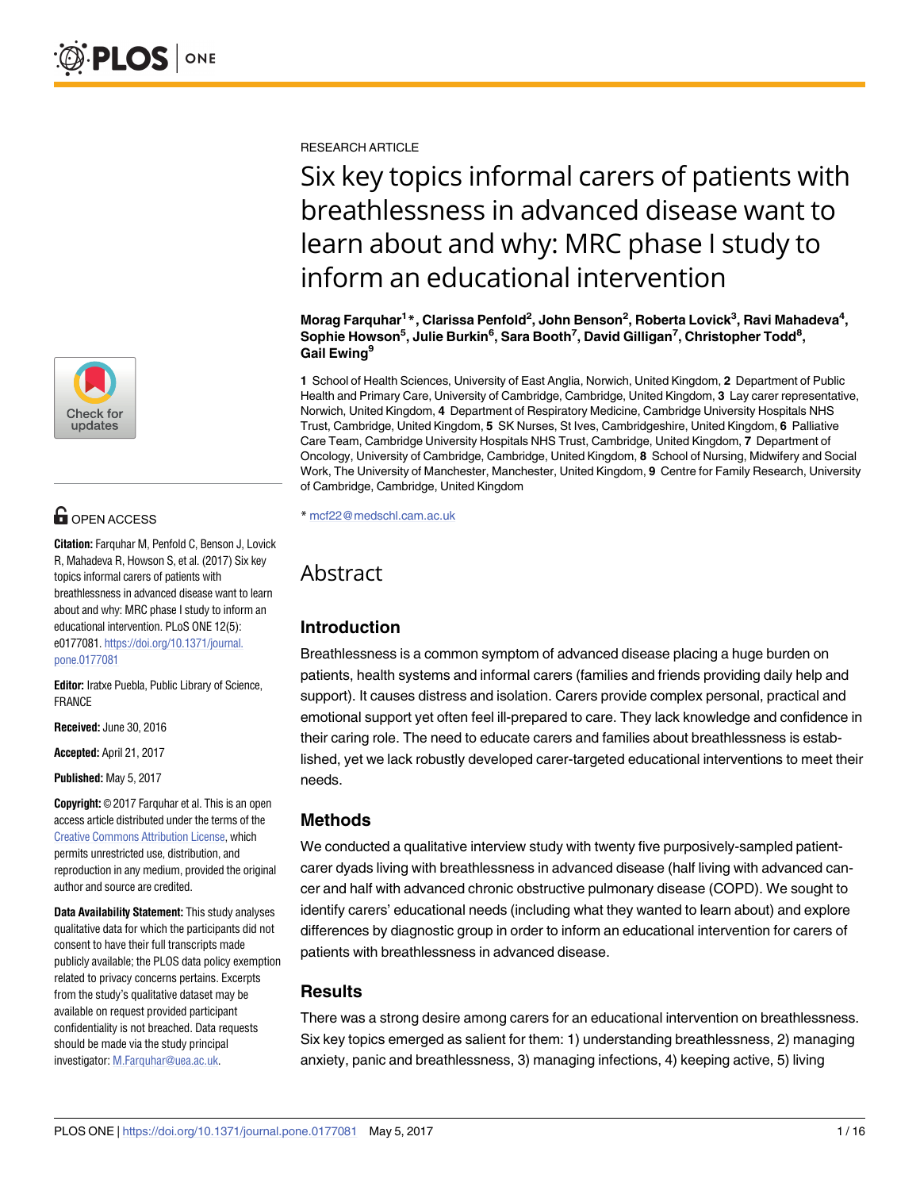RESEARCH ARTICLE

# Six key topics informal carers of patients with breathlessness in advanced disease want to learn about and why: MRC phase I study to inform an educational intervention

**Morag Farquhar[1]*, Clarissa Penfold[2], John Benson[2], Roberta Lovick[3], Ravi Mahadeva[4], Sophie Howson[5], Julie Burkin[6], Sara Booth[7], David Gilligan[7], Christopher Todd[8], Gail Ewing[9]**

**1** School of Health Sciences, University of East Anglia, Norwich, United Kingdom, **2** Department of Public Health and Primary Care, University of Cambridge, Cambridge, United Kingdom, **3** Lay carer representative, Norwich, United Kingdom, **4** Department of Respiratory Medicine, Cambridge University Hospitals NHS Trust, Cambridge, United Kingdom, **5** SK Nurses, St Ives, Cambridgeshire, United Kingdom, **6** Palliative Care Team, Cambridge University Hospitals NHS Trust, Cambridge, United Kingdom, **7** Department of Oncology, University of Cambridge, Cambridge, United Kingdom, **8** School of Nursing, Midwifery and Social Work, The University of Manchester, Manchester, United Kingdom, **9** Centre for Family Research, University of Cambridge, Cambridge, United Kingdom

* mcf22@medschl.cam.ac.uk

OPEN ACCESS

**Citation:** Farquhar M, Penfold C, Benson J, Lovick R, Mahadeva R, Howson S, et al. (2017) Six key topics informal carers of patients with breathlessness in advanced disease want to learn about and why: MRC phase I study to inform an educational intervention. PLoS ONE 12(5): e0177081. https://doi.org/10.1371/journal.pone.0177081

**Editor:** Iratxe Puebla, Public Library of Science, FRANCE

**Received:** June 30, 2016

**Accepted:** April 21, 2017

**Published:** May 5, 2017

**Copyright:** © 2017 Farquhar et al. This is an open access article distributed under the terms of the Creative Commons Attribution License, which permits unrestricted use, distribution, and reproduction in any medium, provided the original author and source are credited.

**Data Availability Statement:** This study analyses qualitative data for which the participants did not consent to have their full transcripts made publicly available; the PLOS data policy exemption related to privacy concerns pertains. Excerpts from the study's qualitative dataset may be available on request provided participant confidentiality is not breached. Data requests should be made via the study principal investigator: M.Farquhar@uea.ac.uk.

## Abstract

### Introduction

Breathlessness is a common symptom of advanced disease placing a huge burden on patients, health systems and informal carers (families and friends providing daily help and support). It causes distress and isolation. Carers provide complex personal, practical and emotional support yet often feel ill-prepared to care. They lack knowledge and confidence in their caring role. The need to educate carers and families about breathlessness is established, yet we lack robustly developed carer-targeted educational interventions to meet their needs.

### Methods

We conducted a qualitative interview study with twenty five purposively-sampled patient-carer dyads living with breathlessness in advanced disease (half living with advanced cancer and half with advanced chronic obstructive pulmonary disease (COPD). We sought to identify carers' educational needs (including what they wanted to learn about) and explore differences by diagnostic group in order to inform an educational intervention for carers of patients with breathlessness in advanced disease.

### Results

There was a strong desire among carers for an educational intervention on breathlessness. Six key topics emerged as salient for them: 1) understanding breathlessness, 2) managing anxiety, panic and breathlessness, 3) managing infections, 4) keeping active, 5) living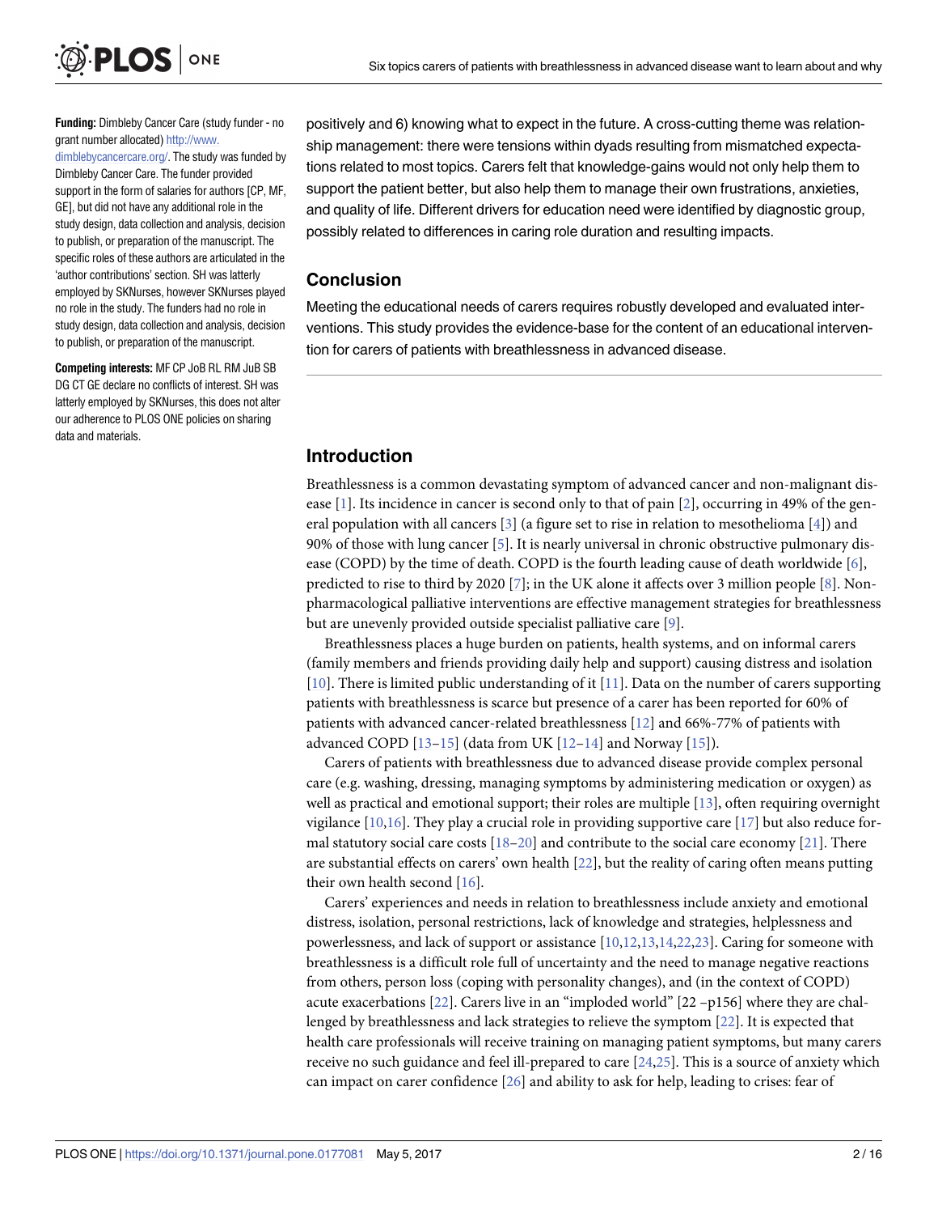**Funding:** Dimbleby Cancer Care (study funder - no grant number allocated) http://www.dimblebycancercare.org/. The study was funded by Dimbleby Cancer Care. The funder provided support in the form of salaries for authors [CP, MF, GE], but did not have any additional role in the study design, data collection and analysis, decision to publish, or preparation of the manuscript. The specific roles of these authors are articulated in the 'author contributions' section. SH was latterly employed by SKNurses, however SKNurses played no role in the study. The funders had no role in study design, data collection and analysis, decision to publish, or preparation of the manuscript.

**Competing interests:** MF CP JoB RL RM JuB SB DG CT GE declare no conflicts of interest. SH was latterly employed by SKNurses, this does not alter our adherence to PLOS ONE policies on sharing data and materials.

positively and 6) knowing what to expect in the future. A cross-cutting theme was relationship management: there were tensions within dyads resulting from mismatched expectations related to most topics. Carers felt that knowledge-gains would not only help them to support the patient better, but also help them to manage their own frustrations, anxieties, and quality of life. Different drivers for education need were identified by diagnostic group, possibly related to differences in caring role duration and resulting impacts.

## Conclusion

Meeting the educational needs of carers requires robustly developed and evaluated interventions. This study provides the evidence-base for the content of an educational intervention for carers of patients with breathlessness in advanced disease.

## Introduction

Breathlessness is a common devastating symptom of advanced cancer and non-malignant disease [1]. Its incidence in cancer is second only to that of pain [2], occurring in 49% of the general population with all cancers [3] (a figure set to rise in relation to mesothelioma [4]) and 90% of those with lung cancer [5]. It is nearly universal in chronic obstructive pulmonary disease (COPD) by the time of death. COPD is the fourth leading cause of death worldwide [6], predicted to rise to third by 2020 [7]; in the UK alone it affects over 3 million people [8]. Non-pharmacological palliative interventions are effective management strategies for breathlessness but are unevenly provided outside specialist palliative care [9].

Breathlessness places a huge burden on patients, health systems, and on informal carers (family members and friends providing daily help and support) causing distress and isolation [10]. There is limited public understanding of it [11]. Data on the number of carers supporting patients with breathlessness is scarce but presence of a carer has been reported for 60% of patients with advanced cancer-related breathlessness [12] and 66%-77% of patients with advanced COPD [13–15] (data from UK [12–14] and Norway [15]).

Carers of patients with breathlessness due to advanced disease provide complex personal care (e.g. washing, dressing, managing symptoms by administering medication or oxygen) as well as practical and emotional support; their roles are multiple [13], often requiring overnight vigilance [10,16]. They play a crucial role in providing supportive care [17] but also reduce formal statutory social care costs [18–20] and contribute to the social care economy [21]. There are substantial effects on carers' own health [22], but the reality of caring often means putting their own health second [16].

Carers' experiences and needs in relation to breathlessness include anxiety and emotional distress, isolation, personal restrictions, lack of knowledge and strategies, helplessness and powerlessness, and lack of support or assistance [10,12,13,14,22,23]. Caring for someone with breathlessness is a difficult role full of uncertainty and the need to manage negative reactions from others, person loss (coping with personality changes), and (in the context of COPD) acute exacerbations [22]. Carers live in an "imploded world" [22 –p156] where they are challenged by breathlessness and lack strategies to relieve the symptom [22]. It is expected that health care professionals will receive training on managing patient symptoms, but many carers receive no such guidance and feel ill-prepared to care [24,25]. This is a source of anxiety which can impact on carer confidence [26] and ability to ask for help, leading to crises: fear of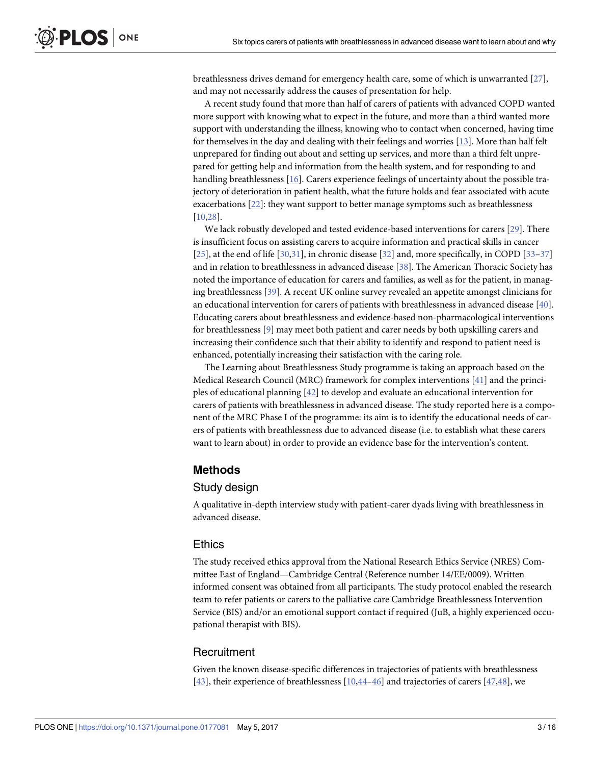breathlessness drives demand for emergency health care, some of which is unwarranted [27], and may not necessarily address the causes of presentation for help.

A recent study found that more than half of carers of patients with advanced COPD wanted more support with knowing what to expect in the future, and more than a third wanted more support with understanding the illness, knowing who to contact when concerned, having time for themselves in the day and dealing with their feelings and worries [13]. More than half felt unprepared for finding out about and setting up services, and more than a third felt unprepared for getting help and information from the health system, and for responding to and handling breathlessness [16]. Carers experience feelings of uncertainty about the possible trajectory of deterioration in patient health, what the future holds and fear associated with acute exacerbations [22]: they want support to better manage symptoms such as breathlessness [10,28].

We lack robustly developed and tested evidence-based interventions for carers [29]. There is insufficient focus on assisting carers to acquire information and practical skills in cancer [25], at the end of life [30,31], in chronic disease [32] and, more specifically, in COPD [33–37] and in relation to breathlessness in advanced disease [38]. The American Thoracic Society has noted the importance of education for carers and families, as well as for the patient, in managing breathlessness [39]. A recent UK online survey revealed an appetite amongst clinicians for an educational intervention for carers of patients with breathlessness in advanced disease [40]. Educating carers about breathlessness and evidence-based non-pharmacological interventions for breathlessness [9] may meet both patient and carer needs by both upskilling carers and increasing their confidence such that their ability to identify and respond to patient need is enhanced, potentially increasing their satisfaction with the caring role.

The Learning about Breathlessness Study programme is taking an approach based on the Medical Research Council (MRC) framework for complex interventions [41] and the principles of educational planning [42] to develop and evaluate an educational intervention for carers of patients with breathlessness in advanced disease. The study reported here is a component of the MRC Phase I of the programme: its aim is to identify the educational needs of carers of patients with breathlessness due to advanced disease (i.e. to establish what these carers want to learn about) in order to provide an evidence base for the intervention's content.

## Methods

### Study design

A qualitative in-depth interview study with patient-carer dyads living with breathlessness in advanced disease.

### Ethics

The study received ethics approval from the National Research Ethics Service (NRES) Committee East of England—Cambridge Central (Reference number 14/EE/0009). Written informed consent was obtained from all participants. The study protocol enabled the research team to refer patients or carers to the palliative care Cambridge Breathlessness Intervention Service (BIS) and/or an emotional support contact if required (JuB, a highly experienced occupational therapist with BIS).

### Recruitment

Given the known disease-specific differences in trajectories of patients with breathlessness [43], their experience of breathlessness [10,44–46] and trajectories of carers [47,48], we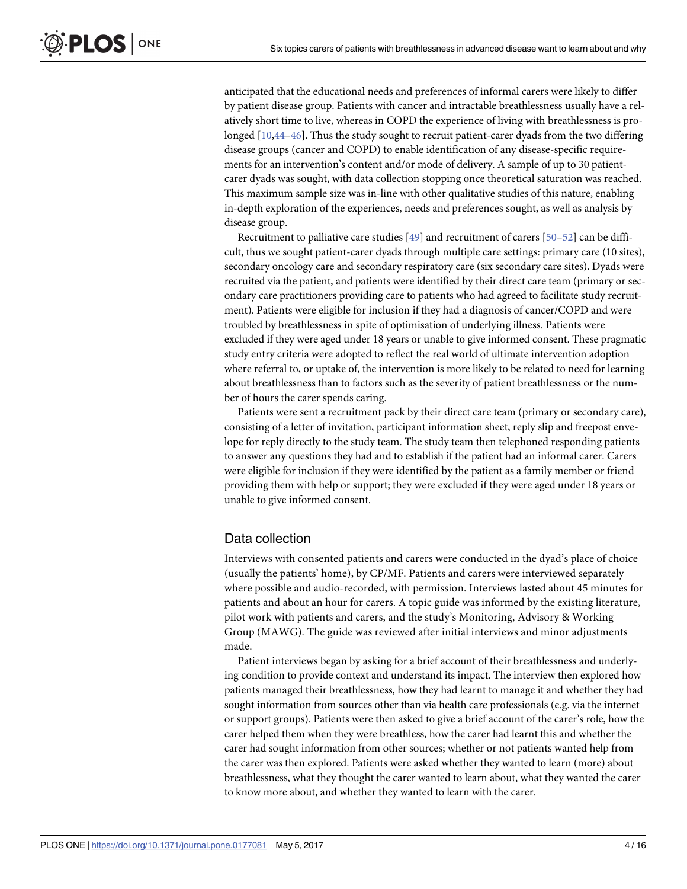anticipated that the educational needs and preferences of informal carers were likely to differ by patient disease group. Patients with cancer and intractable breathlessness usually have a relatively short time to live, whereas in COPD the experience of living with breathlessness is prolonged [10,44–46]. Thus the study sought to recruit patient-carer dyads from the two differing disease groups (cancer and COPD) to enable identification of any disease-specific requirements for an intervention's content and/or mode of delivery. A sample of up to 30 patient-carer dyads was sought, with data collection stopping once theoretical saturation was reached. This maximum sample size was in-line with other qualitative studies of this nature, enabling in-depth exploration of the experiences, needs and preferences sought, as well as analysis by disease group.

Recruitment to palliative care studies [49] and recruitment of carers [50–52] can be difficult, thus we sought patient-carer dyads through multiple care settings: primary care (10 sites), secondary oncology care and secondary respiratory care (six secondary care sites). Dyads were recruited via the patient, and patients were identified by their direct care team (primary or secondary care practitioners providing care to patients who had agreed to facilitate study recruitment). Patients were eligible for inclusion if they had a diagnosis of cancer/COPD and were troubled by breathlessness in spite of optimisation of underlying illness. Patients were excluded if they were aged under 18 years or unable to give informed consent. These pragmatic study entry criteria were adopted to reflect the real world of ultimate intervention adoption where referral to, or uptake of, the intervention is more likely to be related to need for learning about breathlessness than to factors such as the severity of patient breathlessness or the number of hours the carer spends caring.

Patients were sent a recruitment pack by their direct care team (primary or secondary care), consisting of a letter of invitation, participant information sheet, reply slip and freepost envelope for reply directly to the study team. The study team then telephoned responding patients to answer any questions they had and to establish if the patient had an informal carer. Carers were eligible for inclusion if they were identified by the patient as a family member or friend providing them with help or support; they were excluded if they were aged under 18 years or unable to give informed consent.

## Data collection

Interviews with consented patients and carers were conducted in the dyad's place of choice (usually the patients' home), by CP/MF. Patients and carers were interviewed separately where possible and audio-recorded, with permission. Interviews lasted about 45 minutes for patients and about an hour for carers. A topic guide was informed by the existing literature, pilot work with patients and carers, and the study's Monitoring, Advisory & Working Group (MAWG). The guide was reviewed after initial interviews and minor adjustments made.

Patient interviews began by asking for a brief account of their breathlessness and underlying condition to provide context and understand its impact. The interview then explored how patients managed their breathlessness, how they had learnt to manage it and whether they had sought information from sources other than via health care professionals (e.g. via the internet or support groups). Patients were then asked to give a brief account of the carer's role, how the carer helped them when they were breathless, how the carer had learnt this and whether the carer had sought information from other sources; whether or not patients wanted help from the carer was then explored. Patients were asked whether they wanted to learn (more) about breathlessness, what they thought the carer wanted to learn about, what they wanted the carer to know more about, and whether they wanted to learn with the carer.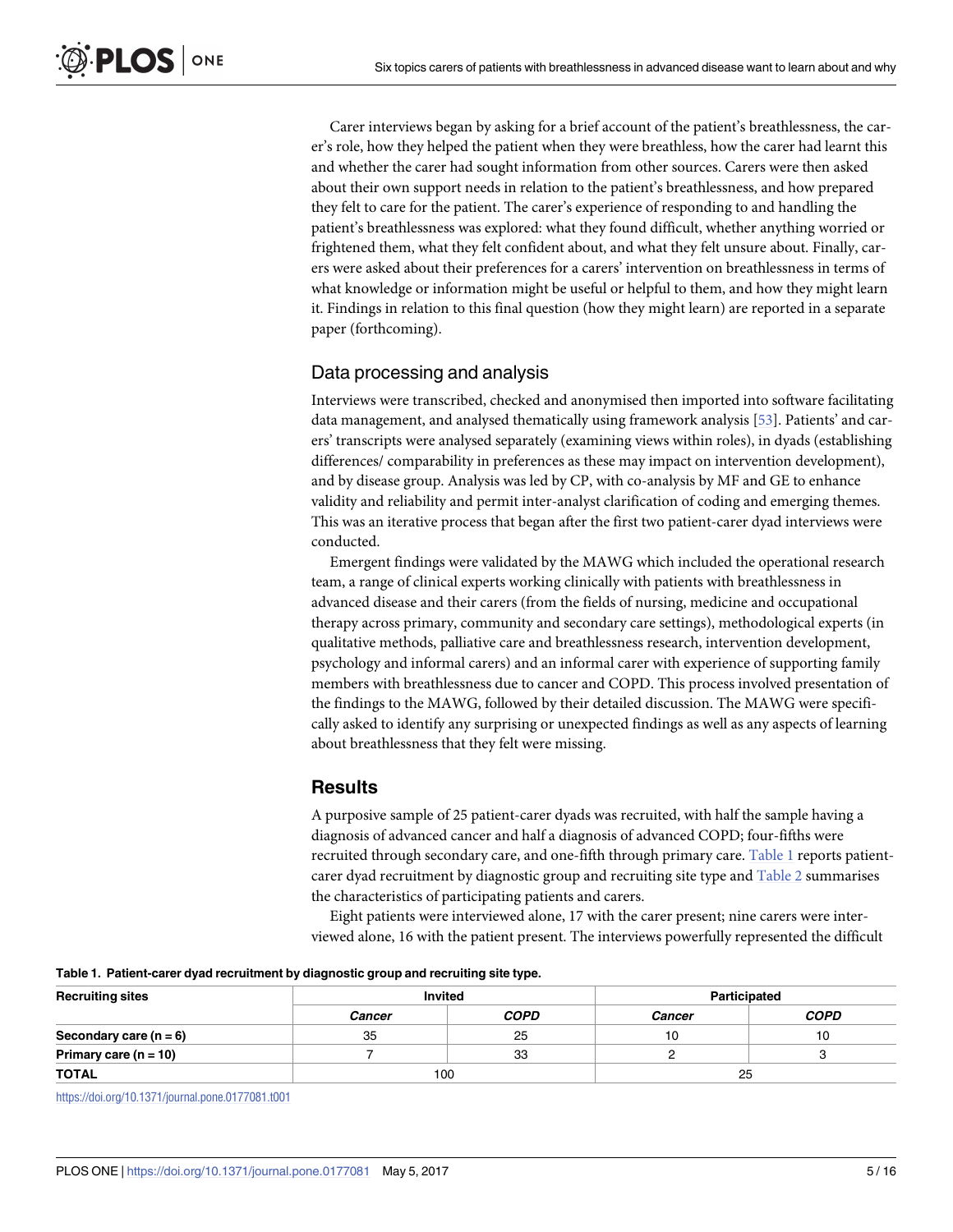Carer interviews began by asking for a brief account of the patient's breathlessness, the carer's role, how they helped the patient when they were breathless, how the carer had learnt this and whether the carer had sought information from other sources. Carers were then asked about their own support needs in relation to the patient's breathlessness, and how prepared they felt to care for the patient. The carer's experience of responding to and handling the patient's breathlessness was explored: what they found difficult, whether anything worried or frightened them, what they felt confident about, and what they felt unsure about. Finally, carers were asked about their preferences for a carers' intervention on breathlessness in terms of what knowledge or information might be useful or helpful to them, and how they might learn it. Findings in relation to this final question (how they might learn) are reported in a separate paper (forthcoming).

## Data processing and analysis

Interviews were transcribed, checked and anonymised then imported into software facilitating data management, and analysed thematically using framework analysis [53]. Patients' and carers' transcripts were analysed separately (examining views within roles), in dyads (establishing differences/ comparability in preferences as these may impact on intervention development), and by disease group. Analysis was led by CP, with co-analysis by MF and GE to enhance validity and reliability and permit inter-analyst clarification of coding and emerging themes. This was an iterative process that began after the first two patient-carer dyad interviews were conducted.

Emergent findings were validated by the MAWG which included the operational research team, a range of clinical experts working clinically with patients with breathlessness in advanced disease and their carers (from the fields of nursing, medicine and occupational therapy across primary, community and secondary care settings), methodological experts (in qualitative methods, palliative care and breathlessness research, intervention development, psychology and informal carers) and an informal carer with experience of supporting family members with breathlessness due to cancer and COPD. This process involved presentation of the findings to the MAWG, followed by their detailed discussion. The MAWG were specifically asked to identify any surprising or unexpected findings as well as any aspects of learning about breathlessness that they felt were missing.

# Results

A purposive sample of 25 patient-carer dyads was recruited, with half the sample having a diagnosis of advanced cancer and half a diagnosis of advanced COPD; four-fifths were recruited through secondary care, and one-fifth through primary care. Table 1 reports patient-carer dyad recruitment by diagnostic group and recruiting site type and Table 2 summarises the characteristics of participating patients and carers.

Eight patients were interviewed alone, 17 with the carer present; nine carers were interviewed alone, 16 with the patient present. The interviews powerfully represented the difficult

**Table 1. Patient-carer dyad recruitment by diagnostic group and recruiting site type.**

| Recruiting sites | Invited | | Participated | |
|---|---|---|---|---|
| | *Cancer* | *COPD* | *Cancer* | *COPD* |
| **Secondary care (n = 6)** | 35 | 25 | 10 | 10 |
| **Primary care (n = 10)** | 7 | 33 | 2 | 3 |
| **TOTAL** | 100 | | 25 | |

https://doi.org/10.1371/journal.pone.0177081.t001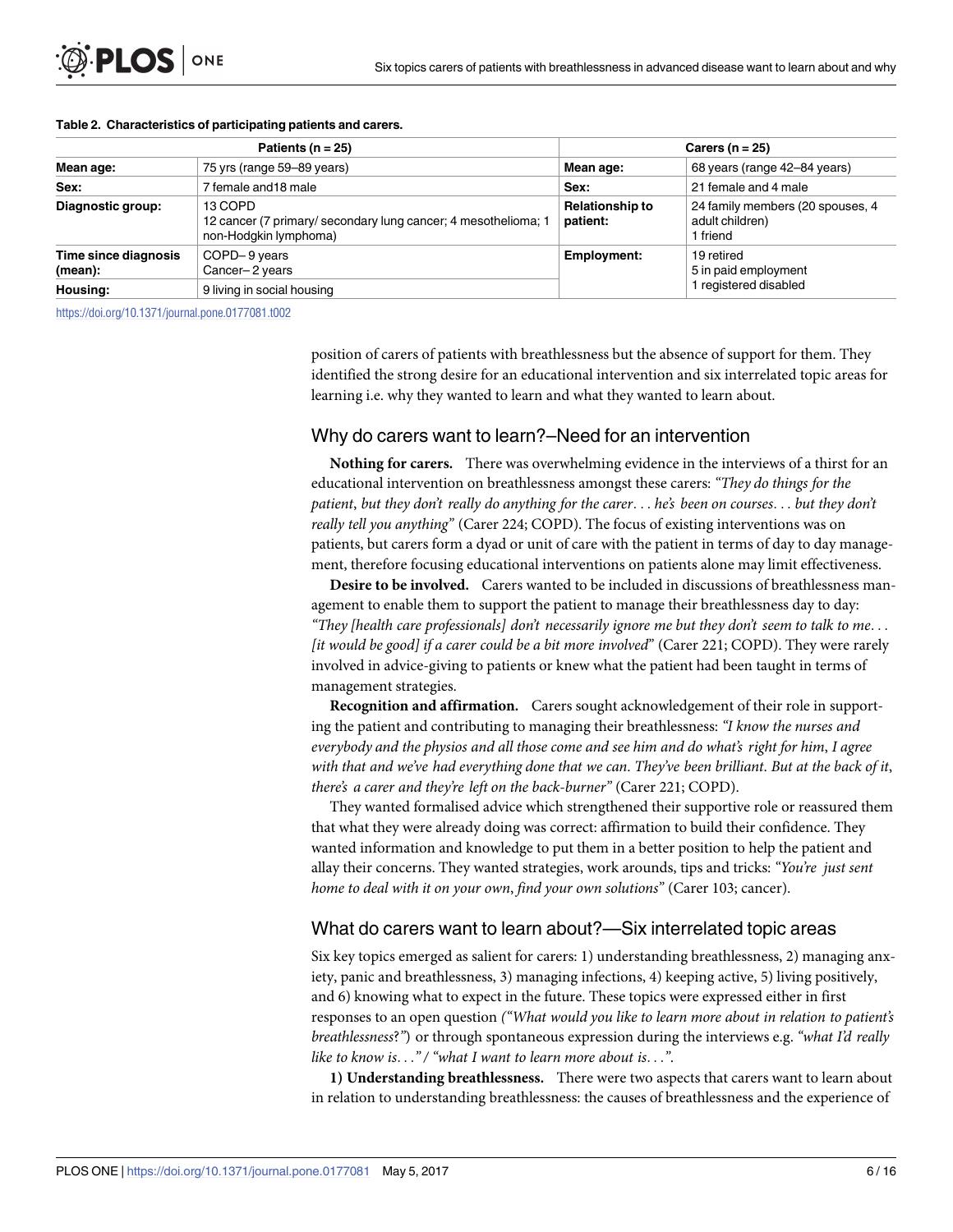**Table 2. Characteristics of participating patients and carers.**

| Patients (n = 25) | | Carers (n = 25) | |
|---|---|---|---|
| **Mean age:** | 75 yrs (range 59–89 years) | **Mean age:** | 68 years (range 42–84 years) |
| **Sex:** | 7 female and18 male | **Sex:** | 21 female and 4 male |
| **Diagnostic group:** | 13 COPD<br>12 cancer (7 primary/ secondary lung cancer; 4 mesothelioma; 1 non-Hodgkin lymphoma) | **Relationship to patient:** | 24 family members (20 spouses, 4 adult children)<br>1 friend |
| **Time since diagnosis (mean):** | COPD– 9 years<br>Cancer– 2 years | **Employment:** | 19 retired<br>5 in paid employment<br>1 registered disabled |
| **Housing:** | 9 living in social housing | | |

https://doi.org/10.1371/journal.pone.0177081.t002

position of carers of patients with breathlessness but the absence of support for them. They identified the strong desire for an educational intervention and six interrelated topic areas for learning i.e. why they wanted to learn and what they wanted to learn about.

## Why do carers want to learn?–Need for an intervention

**Nothing for carers.** There was overwhelming evidence in the interviews of a thirst for an educational intervention on breathlessness amongst these carers: *"They do things for the patient, but they don't really do anything for the carer. . . he's been on courses. . . but they don't really tell you anything"* (Carer 224; COPD). The focus of existing interventions was on patients, but carers form a dyad or unit of care with the patient in terms of day to day management, therefore focusing educational interventions on patients alone may limit effectiveness.

**Desire to be involved.** Carers wanted to be included in discussions of breathlessness management to enable them to support the patient to manage their breathlessness day to day: *"They [health care professionals] don't necessarily ignore me but they don't seem to talk to me. . . [it would be good] if a carer could be a bit more involved"* (Carer 221; COPD). They were rarely involved in advice-giving to patients or knew what the patient had been taught in terms of management strategies.

**Recognition and affirmation.** Carers sought acknowledgement of their role in supporting the patient and contributing to managing their breathlessness: *"I know the nurses and everybody and the physios and all those come and see him and do what's right for him, I agree with that and we've had everything done that we can. They've been brilliant. But at the back of it, there's a carer and they're left on the back-burner"* (Carer 221; COPD).

They wanted formalised advice which strengthened their supportive role or reassured them that what they were already doing was correct: affirmation to build their confidence. They wanted information and knowledge to put them in a better position to help the patient and allay their concerns. They wanted strategies, work arounds, tips and tricks: *"You're just sent home to deal with it on your own, find your own solutions"* (Carer 103; cancer).

## What do carers want to learn about?—Six interrelated topic areas

Six key topics emerged as salient for carers: 1) understanding breathlessness, 2) managing anxiety, panic and breathlessness, 3) managing infections, 4) keeping active, 5) living positively, and 6) knowing what to expect in the future. These topics were expressed either in first responses to an open question *("What would you like to learn about in relation to patient's breathlessness?")* or through spontaneous expression during the interviews e.g. *"what I'd really like to know is. . ." / "what I want to learn more about is. . .".*

**1) Understanding breathlessness.** There were two aspects that carers want to learn about in relation to understanding breathlessness: the causes of breathlessness and the experience of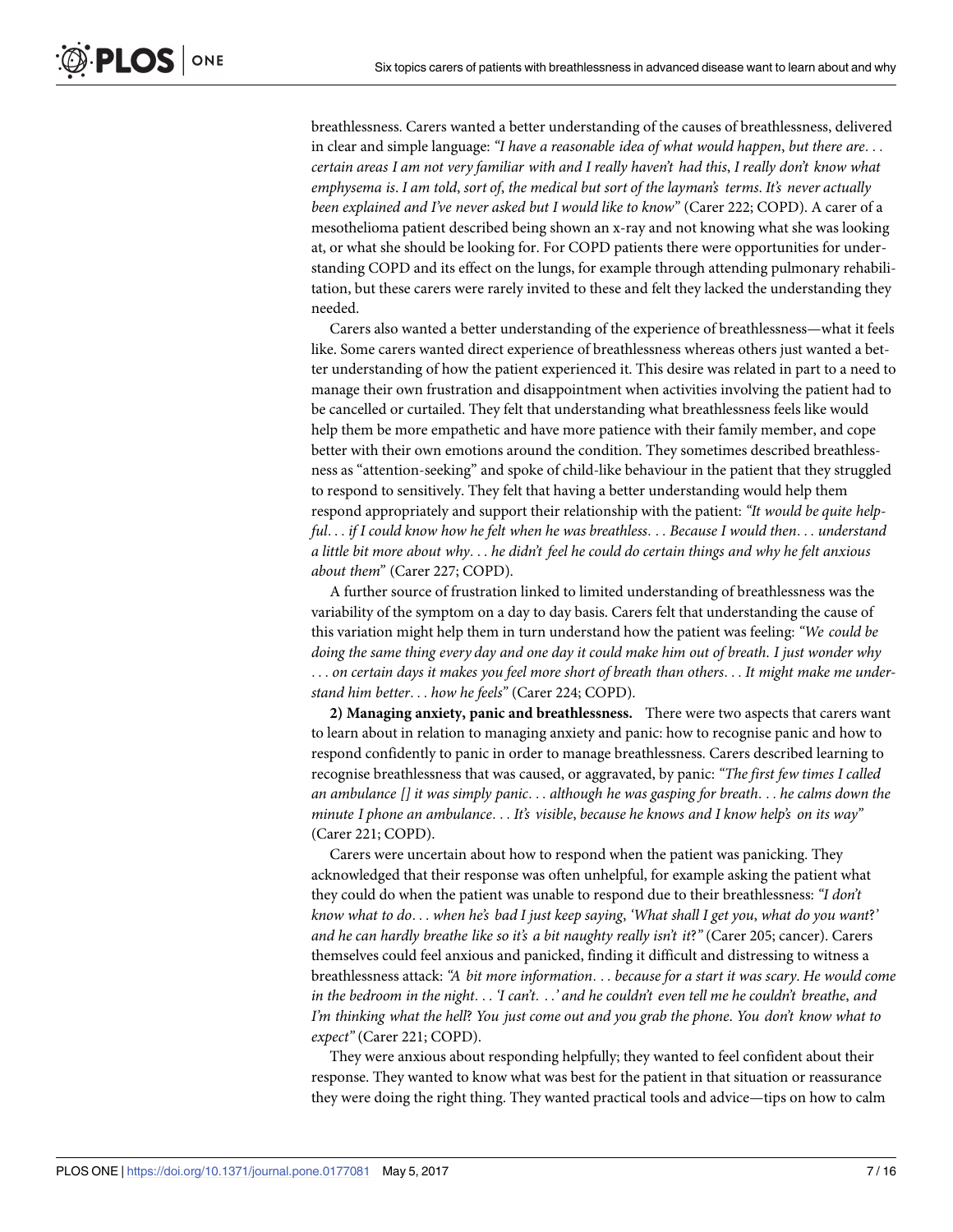breathlessness. Carers wanted a better understanding of the causes of breathlessness, delivered in clear and simple language: *"I have a reasonable idea of what would happen, but there are. . . certain areas I am not very familiar with and I really haven't had this, I really don't know what emphysema is. I am told, sort of, the medical but sort of the layman's terms. It's never actually been explained and I've never asked but I would like to know"* (Carer 222; COPD). A carer of a mesothelioma patient described being shown an x-ray and not knowing what she was looking at, or what she should be looking for. For COPD patients there were opportunities for understanding COPD and its effect on the lungs, for example through attending pulmonary rehabilitation, but these carers were rarely invited to these and felt they lacked the understanding they needed.

Carers also wanted a better understanding of the experience of breathlessness—what it feels like. Some carers wanted direct experience of breathlessness whereas others just wanted a better understanding of how the patient experienced it. This desire was related in part to a need to manage their own frustration and disappointment when activities involving the patient had to be cancelled or curtailed. They felt that understanding what breathlessness feels like would help them be more empathetic and have more patience with their family member, and cope better with their own emotions around the condition. They sometimes described breathlessness as "attention-seeking" and spoke of child-like behaviour in the patient that they struggled to respond to sensitively. They felt that having a better understanding would help them respond appropriately and support their relationship with the patient: *"It would be quite helpful. . . if I could know how he felt when he was breathless. . . Because I would then. . . understand a little bit more about why. . . he didn't feel he could do certain things and why he felt anxious about them"* (Carer 227; COPD).

A further source of frustration linked to limited understanding of breathlessness was the variability of the symptom on a day to day basis. Carers felt that understanding the cause of this variation might help them in turn understand how the patient was feeling: *"We could be doing the same thing every day and one day it could make him out of breath. I just wonder why . . . on certain days it makes you feel more short of breath than others. . . It might make me understand him better. . . how he feels"* (Carer 224; COPD).

**2) Managing anxiety, panic and breathlessness.** There were two aspects that carers want to learn about in relation to managing anxiety and panic: how to recognise panic and how to respond confidently to panic in order to manage breathlessness. Carers described learning to recognise breathlessness that was caused, or aggravated, by panic: *"The first few times I called an ambulance [] it was simply panic. . . although he was gasping for breath. . . he calms down the minute I phone an ambulance. . . It's visible, because he knows and I know help's on its way"* (Carer 221; COPD).

Carers were uncertain about how to respond when the patient was panicking. They acknowledged that their response was often unhelpful, for example asking the patient what they could do when the patient was unable to respond due to their breathlessness: *"I don't know what to do. . . when he's bad I just keep saying, 'What shall I get you, what do you want?' and he can hardly breathe like so it's a bit naughty really isn't it?"* (Carer 205; cancer). Carers themselves could feel anxious and panicked, finding it difficult and distressing to witness a breathlessness attack: *"A bit more information. . . because for a start it was scary. He would come in the bedroom in the night. . . 'I can't. . .' and he couldn't even tell me he couldn't breathe, and I'm thinking what the hell? You just come out and you grab the phone. You don't know what to expect"* (Carer 221; COPD).

They were anxious about responding helpfully; they wanted to feel confident about their response. They wanted to know what was best for the patient in that situation or reassurance they were doing the right thing. They wanted practical tools and advice—tips on how to calm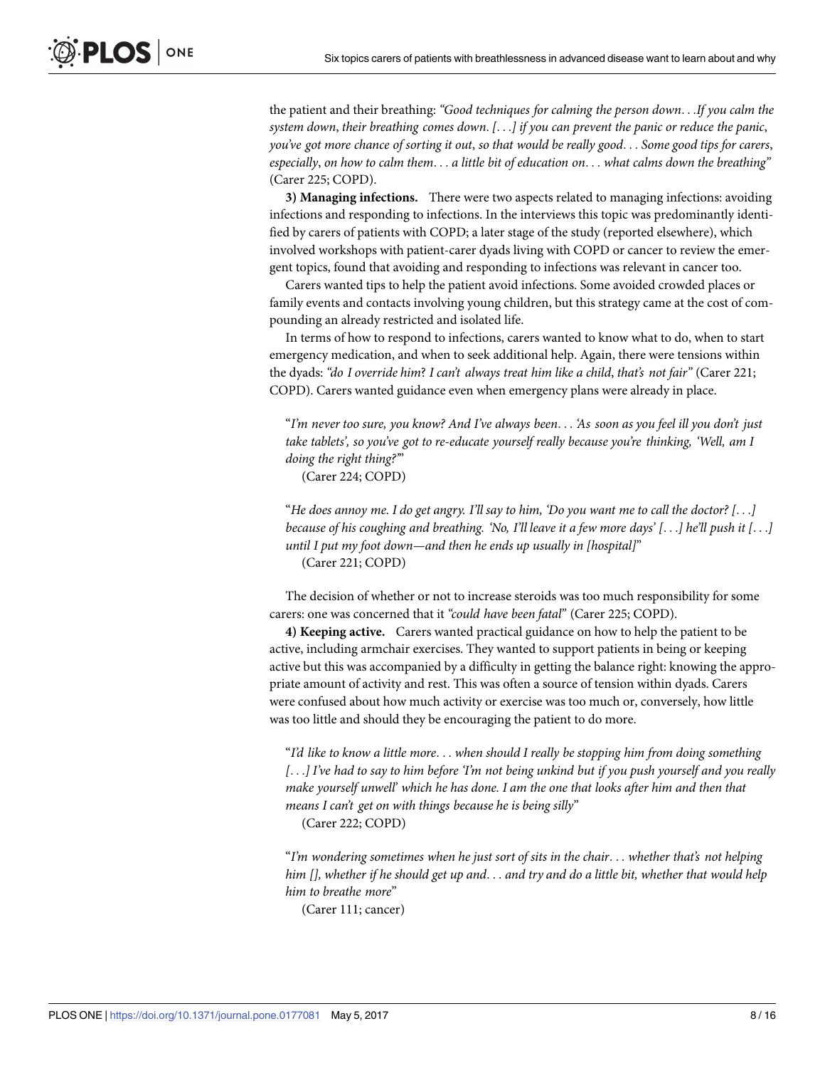the patient and their breathing: *"Good techniques for calming the person down. . .If you calm the system down, their breathing comes down. [. . .] if you can prevent the panic or reduce the panic, you've got more chance of sorting it out, so that would be really good. . . Some good tips for carers, especially, on how to calm them. . . a little bit of education on. . . what calms down the breathing"* (Carer 225; COPD).

**3) Managing infections.** There were two aspects related to managing infections: avoiding infections and responding to infections. In the interviews this topic was predominantly identified by carers of patients with COPD; a later stage of the study (reported elsewhere), which involved workshops with patient-carer dyads living with COPD or cancer to review the emergent topics, found that avoiding and responding to infections was relevant in cancer too.

Carers wanted tips to help the patient avoid infections. Some avoided crowded places or family events and contacts involving young children, but this strategy came at the cost of compounding an already restricted and isolated life.

In terms of how to respond to infections, carers wanted to know what to do, when to start emergency medication, and when to seek additional help. Again, there were tensions within the dyads: *"do I override him? I can't always treat him like a child, that's not fair"* (Carer 221; COPD). Carers wanted guidance even when emergency plans were already in place.

> "*I'm never too sure, you know? And I've always been. . . 'As soon as you feel ill you don't just take tablets', so you've got to re-educate yourself really because you're thinking, 'Well, am I doing the right thing?'*"
> (Carer 224; COPD)

> "*He does annoy me. I do get angry. I'll say to him, 'Do you want me to call the doctor? [. . .] because of his coughing and breathing. 'No, I'll leave it a few more days' [. . .] he'll push it [. . .] until I put my foot down—and then he ends up usually in [hospital]*"
> (Carer 221; COPD)

The decision of whether or not to increase steroids was too much responsibility for some carers: one was concerned that it *"could have been fatal"* (Carer 225; COPD).

**4) Keeping active.** Carers wanted practical guidance on how to help the patient to be active, including armchair exercises. They wanted to support patients in being or keeping active but this was accompanied by a difficulty in getting the balance right: knowing the appropriate amount of activity and rest. This was often a source of tension within dyads. Carers were confused about how much activity or exercise was too much or, conversely, how little was too little and should they be encouraging the patient to do more.

> "*I'd like to know a little more. . . when should I really be stopping him from doing something [. . .] I've had to say to him before 'I'm not being unkind but if you push yourself and you really make yourself unwell' which he has done. I am the one that looks after him and then that means I can't get on with things because he is being silly*"
> (Carer 222; COPD)

> "*I'm wondering sometimes when he just sort of sits in the chair. . . whether that's not helping him [], whether if he should get up and. . . and try and do a little bit, whether that would help him to breathe more*"
> (Carer 111; cancer)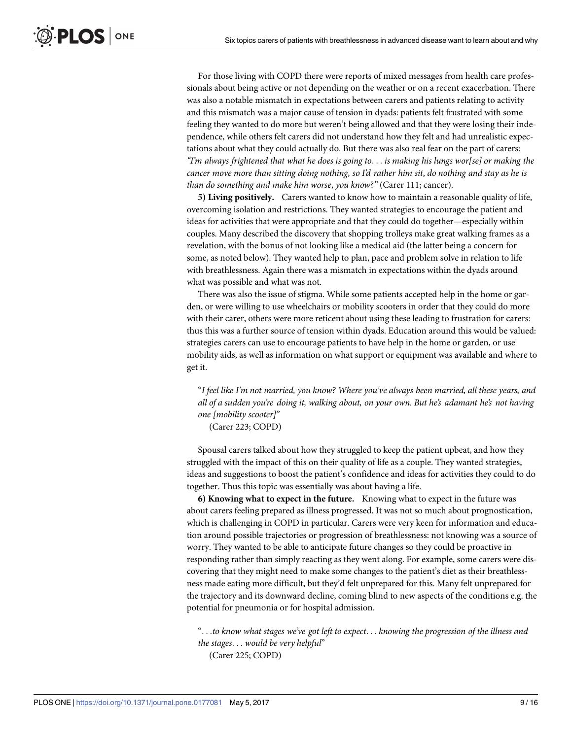For those living with COPD there were reports of mixed messages from health care professionals about being active or not depending on the weather or on a recent exacerbation. There was also a notable mismatch in expectations between carers and patients relating to activity and this mismatch was a major cause of tension in dyads: patients felt frustrated with some feeling they wanted to do more but weren't being allowed and that they were losing their independence, while others felt carers did not understand how they felt and had unrealistic expectations about what they could actually do. But there was also real fear on the part of carers: *"I'm always frightened that what he does is going to. . . is making his lungs wor[se] or making the cancer move more than sitting doing nothing, so I'd rather him sit, do nothing and stay as he is than do something and make him worse, you know?"* (Carer 111; cancer).

**5) Living positively.** Carers wanted to know how to maintain a reasonable quality of life, overcoming isolation and restrictions. They wanted strategies to encourage the patient and ideas for activities that were appropriate and that they could do together—especially within couples. Many described the discovery that shopping trolleys make great walking frames as a revelation, with the bonus of not looking like a medical aid (the latter being a concern for some, as noted below). They wanted help to plan, pace and problem solve in relation to life with breathlessness. Again there was a mismatch in expectations within the dyads around what was possible and what was not.

There was also the issue of stigma. While some patients accepted help in the home or garden, or were willing to use wheelchairs or mobility scooters in order that they could do more with their carer, others were more reticent about using these leading to frustration for carers: thus this was a further source of tension within dyads. Education around this would be valued: strategies carers can use to encourage patients to have help in the home or garden, or use mobility aids, as well as information on what support or equipment was available and where to get it.

> "*I feel like I'm not married, you know? Where you've always been married, all these years, and all of a sudden you're doing it, walking about, on your own. But he's adamant he's not having one [mobility scooter]*"
> (Carer 223; COPD)

Spousal carers talked about how they struggled to keep the patient upbeat, and how they struggled with the impact of this on their quality of life as a couple. They wanted strategies, ideas and suggestions to boost the patient's confidence and ideas for activities they could to do together. Thus this topic was essentially was about having a life.

**6) Knowing what to expect in the future.** Knowing what to expect in the future was about carers feeling prepared as illness progressed. It was not so much about prognostication, which is challenging in COPD in particular. Carers were very keen for information and education around possible trajectories or progression of breathlessness: not knowing was a source of worry. They wanted to be able to anticipate future changes so they could be proactive in responding rather than simply reacting as they went along. For example, some carers were discovering that they might need to make some changes to the patient's diet as their breathlessness made eating more difficult, but they'd felt unprepared for this. Many felt unprepared for the trajectory and its downward decline, coming blind to new aspects of the conditions e.g. the potential for pneumonia or for hospital admission.

> "*. . .to know what stages we've got left to expect. . . knowing the progression of the illness and the stages. . . would be very helpful*"
> (Carer 225; COPD)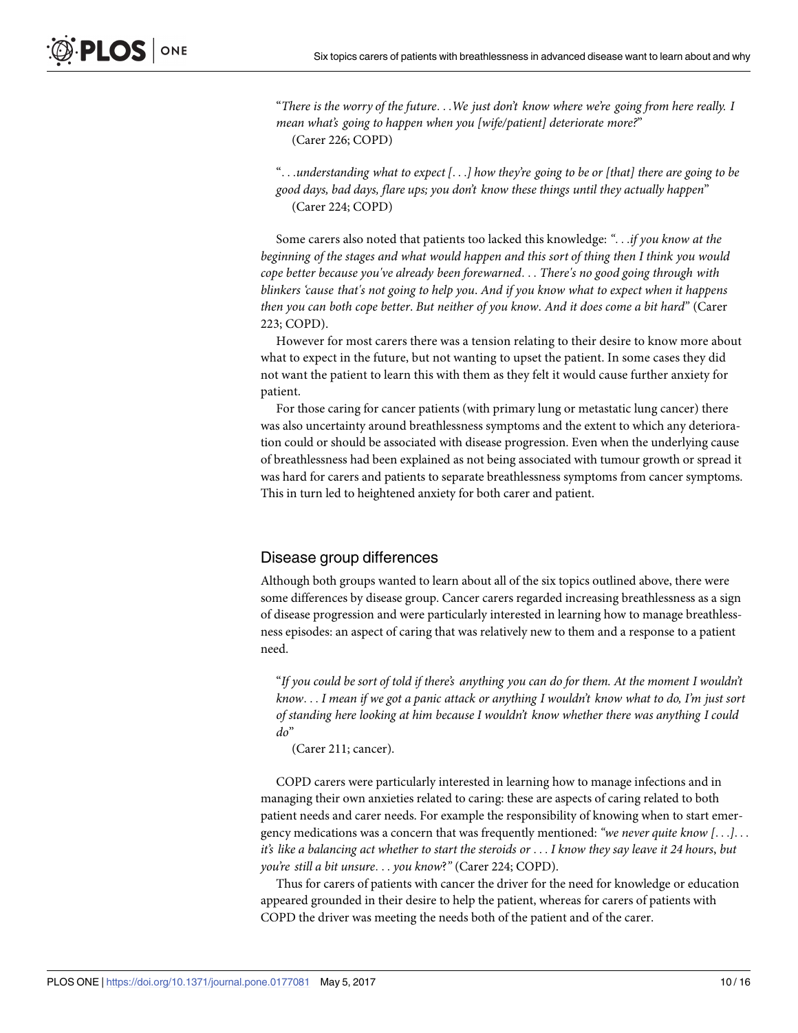"*There is the worry of the future. . .We just don't know where we're going from here really. I mean what's going to happen when you [wife/patient] deteriorate more?*"
(Carer 226; COPD)

"*. . .understanding what to expect [. . .] how they're going to be or [that] there are going to be good days, bad days, flare ups; you don't know these things until they actually happen*"
(Carer 224; COPD)

Some carers also noted that patients too lacked this knowledge: *". . .if you know at the beginning of the stages and what would happen and this sort of thing then I think you would cope better because you've already been forewarned. . . There's no good going through with blinkers 'cause that's not going to help you. And if you know what to expect when it happens then you can both cope better. But neither of you know. And it does come a bit hard*" (Carer 223; COPD).

However for most carers there was a tension relating to their desire to know more about what to expect in the future, but not wanting to upset the patient. In some cases they did not want the patient to learn this with them as they felt it would cause further anxiety for patient.

For those caring for cancer patients (with primary lung or metastatic lung cancer) there was also uncertainty around breathlessness symptoms and the extent to which any deterioration could or should be associated with disease progression. Even when the underlying cause of breathlessness had been explained as not being associated with tumour growth or spread it was hard for carers and patients to separate breathlessness symptoms from cancer symptoms. This in turn led to heightened anxiety for both carer and patient.

## Disease group differences

Although both groups wanted to learn about all of the six topics outlined above, there were some differences by disease group. Cancer carers regarded increasing breathlessness as a sign of disease progression and were particularly interested in learning how to manage breathlessness episodes: an aspect of caring that was relatively new to them and a response to a patient need.

"*If you could be sort of told if there's anything you can do for them. At the moment I wouldn't know. . . I mean if we got a panic attack or anything I wouldn't know what to do, I'm just sort of standing here looking at him because I wouldn't know whether there was anything I could do*"
(Carer 211; cancer).

COPD carers were particularly interested in learning how to manage infections and in managing their own anxieties related to caring: these are aspects of caring related to both patient needs and carer needs. For example the responsibility of knowing when to start emergency medications was a concern that was frequently mentioned: *"we never quite know [. . .]. . . it's like a balancing act whether to start the steroids or . . . I know they say leave it 24 hours, but you're still a bit unsure. . . you know?"* (Carer 224; COPD).

Thus for carers of patients with cancer the driver for the need for knowledge or education appeared grounded in their desire to help the patient, whereas for carers of patients with COPD the driver was meeting the needs both of the patient and of the carer.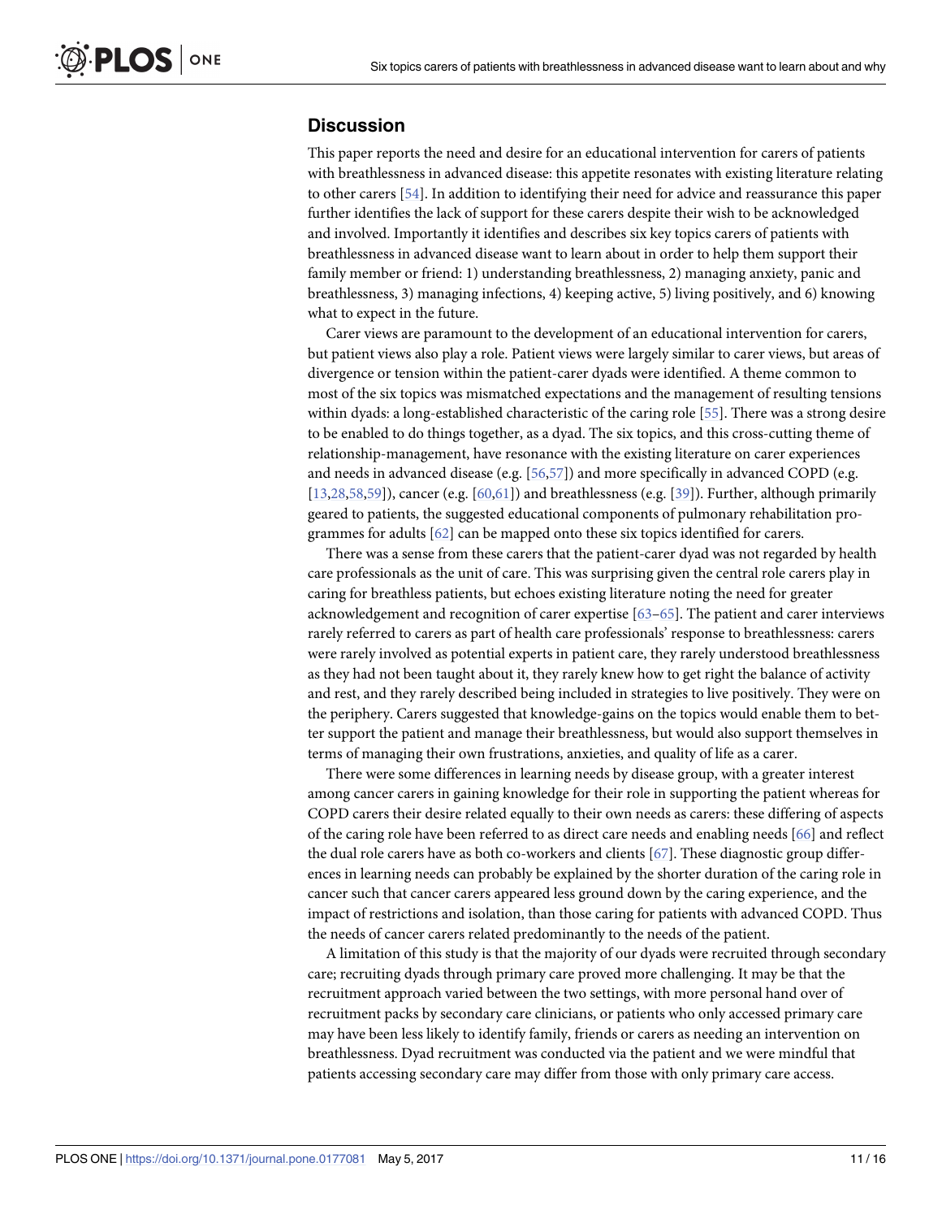## Discussion

This paper reports the need and desire for an educational intervention for carers of patients with breathlessness in advanced disease: this appetite resonates with existing literature relating to other carers [54]. In addition to identifying their need for advice and reassurance this paper further identifies the lack of support for these carers despite their wish to be acknowledged and involved. Importantly it identifies and describes six key topics carers of patients with breathlessness in advanced disease want to learn about in order to help them support their family member or friend: 1) understanding breathlessness, 2) managing anxiety, panic and breathlessness, 3) managing infections, 4) keeping active, 5) living positively, and 6) knowing what to expect in the future.

Carer views are paramount to the development of an educational intervention for carers, but patient views also play a role. Patient views were largely similar to carer views, but areas of divergence or tension within the patient-carer dyads were identified. A theme common to most of the six topics was mismatched expectations and the management of resulting tensions within dyads: a long-established characteristic of the caring role [55]. There was a strong desire to be enabled to do things together, as a dyad. The six topics, and this cross-cutting theme of relationship-management, have resonance with the existing literature on carer experiences and needs in advanced disease (e.g. [56,57]) and more specifically in advanced COPD (e.g. [13,28,58,59]), cancer (e.g. [60,61]) and breathlessness (e.g. [39]). Further, although primarily geared to patients, the suggested educational components of pulmonary rehabilitation programmes for adults [62] can be mapped onto these six topics identified for carers.

There was a sense from these carers that the patient-carer dyad was not regarded by health care professionals as the unit of care. This was surprising given the central role carers play in caring for breathless patients, but echoes existing literature noting the need for greater acknowledgement and recognition of carer expertise [63–65]. The patient and carer interviews rarely referred to carers as part of health care professionals' response to breathlessness: carers were rarely involved as potential experts in patient care, they rarely understood breathlessness as they had not been taught about it, they rarely knew how to get right the balance of activity and rest, and they rarely described being included in strategies to live positively. They were on the periphery. Carers suggested that knowledge-gains on the topics would enable them to better support the patient and manage their breathlessness, but would also support themselves in terms of managing their own frustrations, anxieties, and quality of life as a carer.

There were some differences in learning needs by disease group, with a greater interest among cancer carers in gaining knowledge for their role in supporting the patient whereas for COPD carers their desire related equally to their own needs as carers: these differing of aspects of the caring role have been referred to as direct care needs and enabling needs [66] and reflect the dual role carers have as both co-workers and clients [67]. These diagnostic group differences in learning needs can probably be explained by the shorter duration of the caring role in cancer such that cancer carers appeared less ground down by the caring experience, and the impact of restrictions and isolation, than those caring for patients with advanced COPD. Thus the needs of cancer carers related predominantly to the needs of the patient.

A limitation of this study is that the majority of our dyads were recruited through secondary care; recruiting dyads through primary care proved more challenging. It may be that the recruitment approach varied between the two settings, with more personal hand over of recruitment packs by secondary care clinicians, or patients who only accessed primary care may have been less likely to identify family, friends or carers as needing an intervention on breathlessness. Dyad recruitment was conducted via the patient and we were mindful that patients accessing secondary care may differ from those with only primary care access.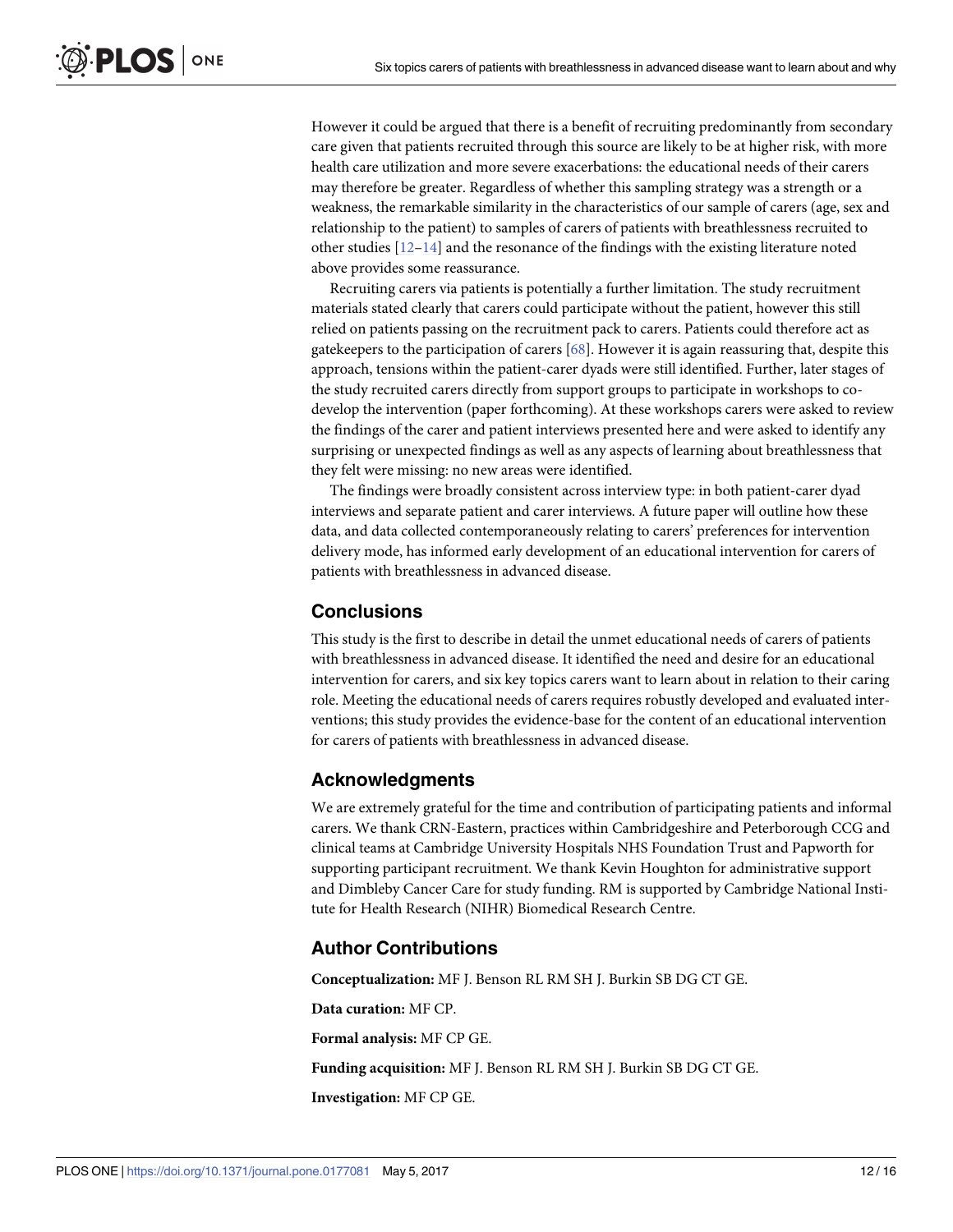However it could be argued that there is a benefit of recruiting predominantly from secondary care given that patients recruited through this source are likely to be at higher risk, with more health care utilization and more severe exacerbations: the educational needs of their carers may therefore be greater. Regardless of whether this sampling strategy was a strength or a weakness, the remarkable similarity in the characteristics of our sample of carers (age, sex and relationship to the patient) to samples of carers of patients with breathlessness recruited to other studies [12–14] and the resonance of the findings with the existing literature noted above provides some reassurance.

Recruiting carers via patients is potentially a further limitation. The study recruitment materials stated clearly that carers could participate without the patient, however this still relied on patients passing on the recruitment pack to carers. Patients could therefore act as gatekeepers to the participation of carers [68]. However it is again reassuring that, despite this approach, tensions within the patient-carer dyads were still identified. Further, later stages of the study recruited carers directly from support groups to participate in workshops to co-develop the intervention (paper forthcoming). At these workshops carers were asked to review the findings of the carer and patient interviews presented here and were asked to identify any surprising or unexpected findings as well as any aspects of learning about breathlessness that they felt were missing: no new areas were identified.

The findings were broadly consistent across interview type: in both patient-carer dyad interviews and separate patient and carer interviews. A future paper will outline how these data, and data collected contemporaneously relating to carers' preferences for intervention delivery mode, has informed early development of an educational intervention for carers of patients with breathlessness in advanced disease.

## Conclusions

This study is the first to describe in detail the unmet educational needs of carers of patients with breathlessness in advanced disease. It identified the need and desire for an educational intervention for carers, and six key topics carers want to learn about in relation to their caring role. Meeting the educational needs of carers requires robustly developed and evaluated interventions; this study provides the evidence-base for the content of an educational intervention for carers of patients with breathlessness in advanced disease.

## Acknowledgments

We are extremely grateful for the time and contribution of participating patients and informal carers. We thank CRN-Eastern, practices within Cambridgeshire and Peterborough CCG and clinical teams at Cambridge University Hospitals NHS Foundation Trust and Papworth for supporting participant recruitment. We thank Kevin Houghton for administrative support and Dimbleby Cancer Care for study funding. RM is supported by Cambridge National Institute for Health Research (NIHR) Biomedical Research Centre.

## Author Contributions

**Conceptualization:** MF J. Benson RL RM SH J. Burkin SB DG CT GE.

**Data curation:** MF CP.

**Formal analysis:** MF CP GE.

**Funding acquisition:** MF J. Benson RL RM SH J. Burkin SB DG CT GE.

**Investigation:** MF CP GE.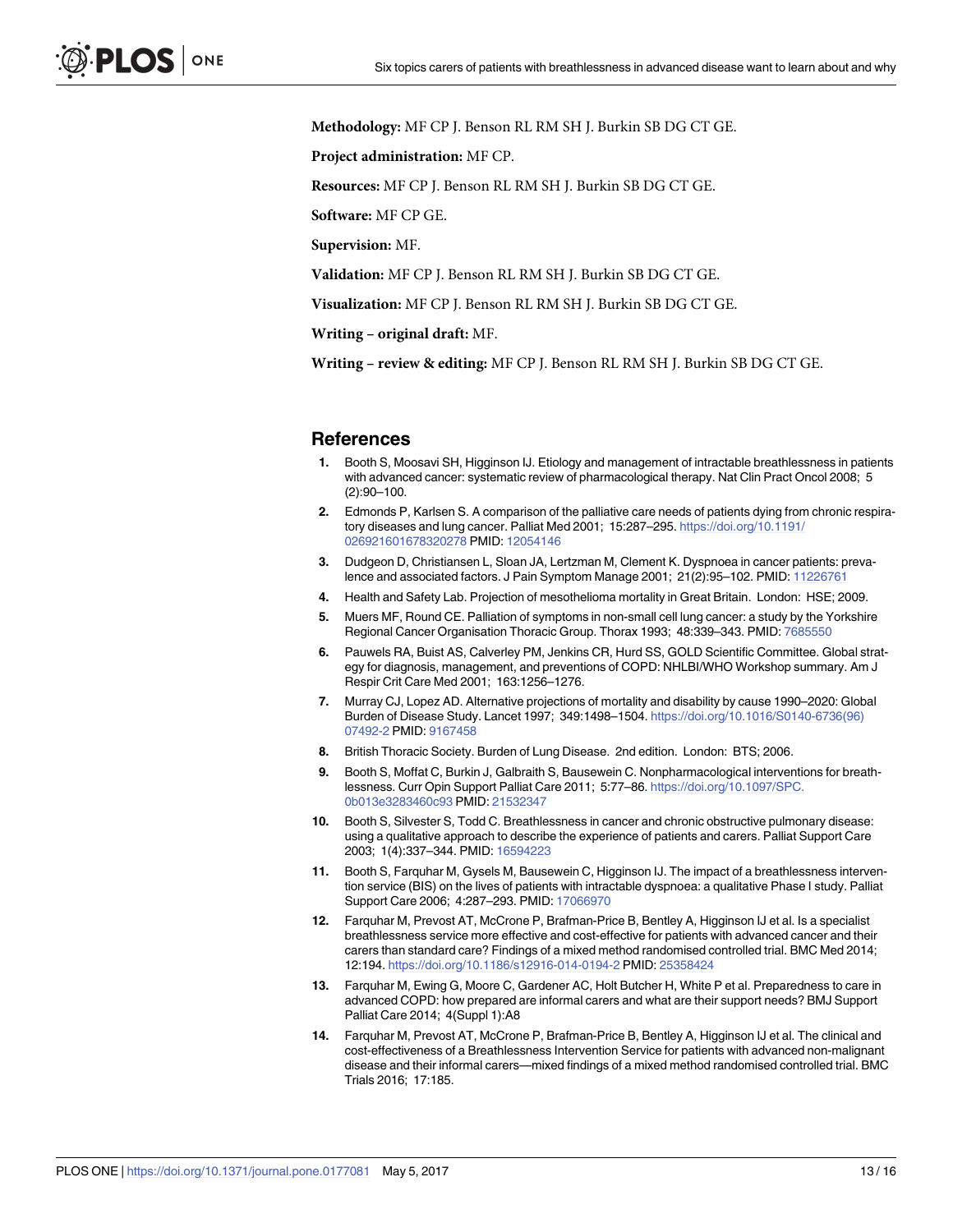**Methodology:** MF CP J. Benson RL RM SH J. Burkin SB DG CT GE.

**Project administration:** MF CP.

**Resources:** MF CP J. Benson RL RM SH J. Burkin SB DG CT GE.

**Software:** MF CP GE.

**Supervision:** MF.

**Validation:** MF CP J. Benson RL RM SH J. Burkin SB DG CT GE.

**Visualization:** MF CP J. Benson RL RM SH J. Burkin SB DG CT GE.

**Writing – original draft:** MF.

**Writing – review & editing:** MF CP J. Benson RL RM SH J. Burkin SB DG CT GE.

## References

1. Booth S, Moosavi SH, Higginson IJ. Etiology and management of intractable breathlessness in patients with advanced cancer: systematic review of pharmacological therapy. Nat Clin Pract Oncol 2008; 5 (2):90–100.
2. Edmonds P, Karlsen S. A comparison of the palliative care needs of patients dying from chronic respiratory diseases and lung cancer. Palliat Med 2001; 15:287–295. https://doi.org/10.1191/026921601678320278 PMID: 12054146
3. Dudgeon D, Christiansen L, Sloan JA, Lertzman M, Clement K. Dyspnoea in cancer patients: prevalence and associated factors. J Pain Symptom Manage 2001; 21(2):95–102. PMID: 11226761
4. Health and Safety Lab. Projection of mesothelioma mortality in Great Britain. London: HSE; 2009.
5. Muers MF, Round CE. Palliation of symptoms in non-small cell lung cancer: a study by the Yorkshire Regional Cancer Organisation Thoracic Group. Thorax 1993; 48:339–343. PMID: 7685550
6. Pauwels RA, Buist AS, Calverley PM, Jenkins CR, Hurd SS, GOLD Scientific Committee. Global strategy for diagnosis, management, and preventions of COPD: NHLBI/WHO Workshop summary. Am J Respir Crit Care Med 2001; 163:1256–1276.
7. Murray CJ, Lopez AD. Alternative projections of mortality and disability by cause 1990–2020: Global Burden of Disease Study. Lancet 1997; 349:1498–1504. https://doi.org/10.1016/S0140-6736(96)07492-2 PMID: 9167458
8. British Thoracic Society. Burden of Lung Disease. 2nd edition. London: BTS; 2006.
9. Booth S, Moffat C, Burkin J, Galbraith S, Bausewein C. Nonpharmacological interventions for breathlessness. Curr Opin Support Palliat Care 2011; 5:77–86. https://doi.org/10.1097/SPC.0b013e3283460c93 PMID: 21532347
10. Booth S, Silvester S, Todd C. Breathlessness in cancer and chronic obstructive pulmonary disease: using a qualitative approach to describe the experience of patients and carers. Palliat Support Care 2003; 1(4):337–344. PMID: 16594223
11. Booth S, Farquhar M, Gysels M, Bausewein C, Higginson IJ. The impact of a breathlessness intervention service (BIS) on the lives of patients with intractable dyspnoea: a qualitative Phase I study. Palliat Support Care 2006; 4:287–293. PMID: 17066970
12. Farquhar M, Prevost AT, McCrone P, Brafman-Price B, Bentley A, Higginson IJ et al. Is a specialist breathlessness service more effective and cost-effective for patients with advanced cancer and their carers than standard care? Findings of a mixed method randomised controlled trial. BMC Med 2014; 12:194. https://doi.org/10.1186/s12916-014-0194-2 PMID: 25358424
13. Farquhar M, Ewing G, Moore C, Gardener AC, Holt Butcher H, White P et al. Preparedness to care in advanced COPD: how prepared are informal carers and what are their support needs? BMJ Support Palliat Care 2014; 4(Suppl 1):A8
14. Farquhar M, Prevost AT, McCrone P, Brafman-Price B, Bentley A, Higginson IJ et al. The clinical and cost-effectiveness of a Breathlessness Intervention Service for patients with advanced non-malignant disease and their informal carers—mixed findings of a mixed method randomised controlled trial. BMC Trials 2016; 17:185.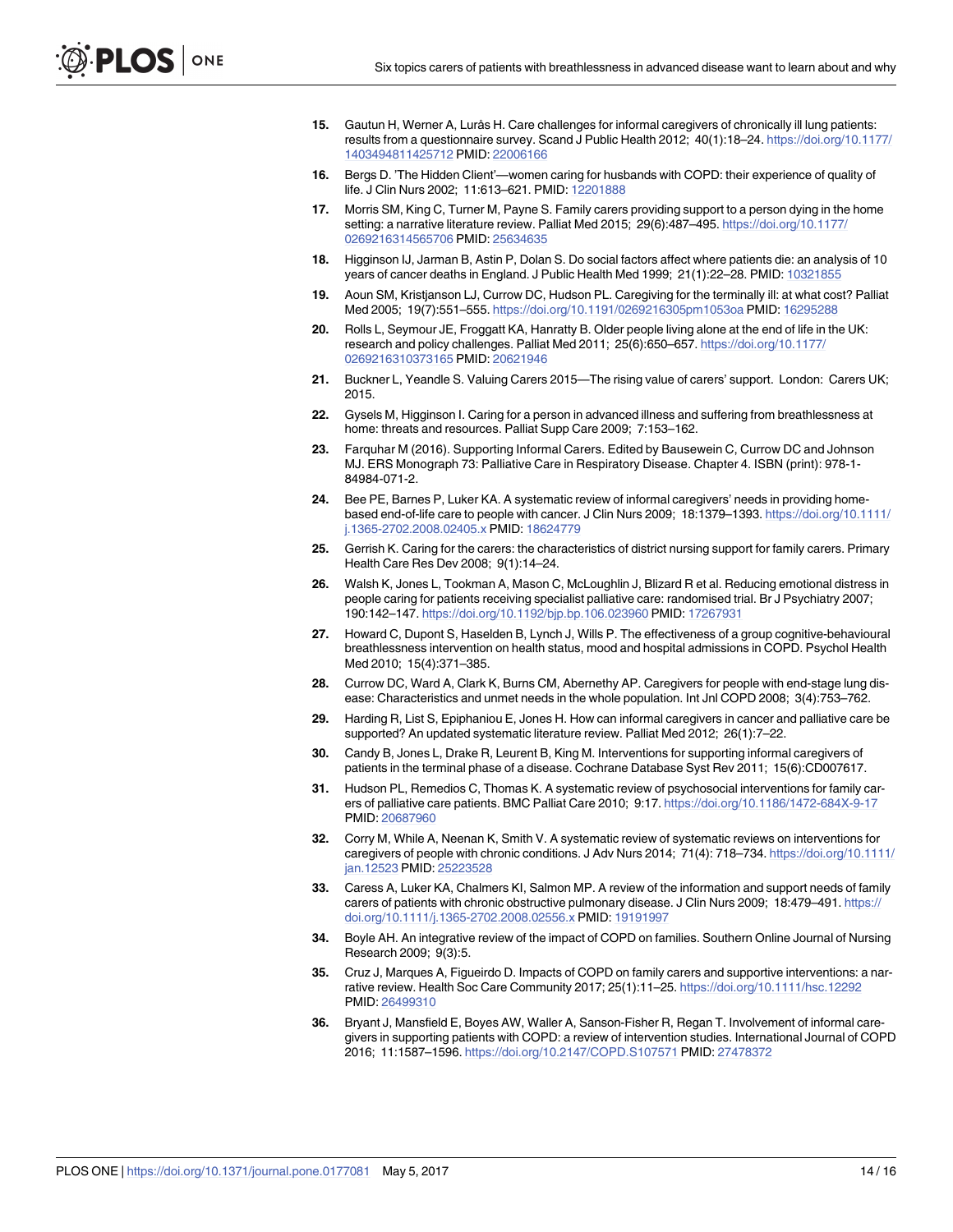15. Gautun H, Werner A, Lurås H. Care challenges for informal caregivers of chronically ill lung patients: results from a questionnaire survey. Scand J Public Health 2012; 40(1):18–24. https://doi.org/10.1177/1403494811425712 PMID: 22006166

16. Bergs D. 'The Hidden Client'—women caring for husbands with COPD: their experience of quality of life. J Clin Nurs 2002; 11:613–621. PMID: 12201888

17. Morris SM, King C, Turner M, Payne S. Family carers providing support to a person dying in the home setting: a narrative literature review. Palliat Med 2015; 29(6):487–495. https://doi.org/10.1177/0269216314565706 PMID: 25634635

18. Higginson IJ, Jarman B, Astin P, Dolan S. Do social factors affect where patients die: an analysis of 10 years of cancer deaths in England. J Public Health Med 1999; 21(1):22–28. PMID: 10321855

19. Aoun SM, Kristjanson LJ, Currow DC, Hudson PL. Caregiving for the terminally ill: at what cost? Palliat Med 2005; 19(7):551–555. https://doi.org/10.1191/0269216305pm1053oa PMID: 16295288

20. Rolls L, Seymour JE, Froggatt KA, Hanratty B. Older people living alone at the end of life in the UK: research and policy challenges. Palliat Med 2011; 25(6):650–657. https://doi.org/10.1177/0269216310373165 PMID: 20621946

21. Buckner L, Yeandle S. Valuing Carers 2015—The rising value of carers' support. London: Carers UK; 2015.

22. Gysels M, Higginson I. Caring for a person in advanced illness and suffering from breathlessness at home: threats and resources. Palliat Supp Care 2009; 7:153–162.

23. Farquhar M (2016). Supporting Informal Carers. Edited by Bausewein C, Currow DC and Johnson MJ. ERS Monograph 73: Palliative Care in Respiratory Disease. Chapter 4. ISBN (print): 978-1-84984-071-2.

24. Bee PE, Barnes P, Luker KA. A systematic review of informal caregivers' needs in providing home-based end-of-life care to people with cancer. J Clin Nurs 2009; 18:1379–1393. https://doi.org/10.1111/j.1365-2702.2008.02405.x PMID: 18624779

25. Gerrish K. Caring for the carers: the characteristics of district nursing support for family carers. Primary Health Care Res Dev 2008; 9(1):14–24.

26. Walsh K, Jones L, Tookman A, Mason C, McLoughlin J, Blizard R et al. Reducing emotional distress in people caring for patients receiving specialist palliative care: randomised trial. Br J Psychiatry 2007; 190:142–147. https://doi.org/10.1192/bjp.bp.106.023960 PMID: 17267931

27. Howard C, Dupont S, Haselden B, Lynch J, Wills P. The effectiveness of a group cognitive-behavioural breathlessness intervention on health status, mood and hospital admissions in COPD. Psychol Health Med 2010; 15(4):371–385.

28. Currow DC, Ward A, Clark K, Burns CM, Abernethy AP. Caregivers for people with end-stage lung disease: Characteristics and unmet needs in the whole population. Int Jnl COPD 2008; 3(4):753–762.

29. Harding R, List S, Epiphaniou E, Jones H. How can informal caregivers in cancer and palliative care be supported? An updated systematic literature review. Palliat Med 2012; 26(1):7–22.

30. Candy B, Jones L, Drake R, Leurent B, King M. Interventions for supporting informal caregivers of patients in the terminal phase of a disease. Cochrane Database Syst Rev 2011; 15(6):CD007617.

31. Hudson PL, Remedios C, Thomas K. A systematic review of psychosocial interventions for family carers of palliative care patients. BMC Palliat Care 2010; 9:17. https://doi.org/10.1186/1472-684X-9-17 PMID: 20687960

32. Corry M, While A, Neenan K, Smith V. A systematic review of systematic reviews on interventions for caregivers of people with chronic conditions. J Adv Nurs 2014; 71(4): 718–734. https://doi.org/10.1111/jan.12523 PMID: 25223528

33. Caress A, Luker KA, Chalmers KI, Salmon MP. A review of the information and support needs of family carers of patients with chronic obstructive pulmonary disease. J Clin Nurs 2009; 18:479–491. https://doi.org/10.1111/j.1365-2702.2008.02556.x PMID: 19191997

34. Boyle AH. An integrative review of the impact of COPD on families. Southern Online Journal of Nursing Research 2009; 9(3):5.

35. Cruz J, Marques A, Figueirdo D. Impacts of COPD on family carers and supportive interventions: a narrative review. Health Soc Care Community 2017; 25(1):11–25. https://doi.org/10.1111/hsc.12292 PMID: 26499310

36. Bryant J, Mansfield E, Boyes AW, Waller A, Sanson-Fisher R, Regan T. Involvement of informal caregivers in supporting patients with COPD: a review of intervention studies. International Journal of COPD 2016; 11:1587–1596. https://doi.org/10.2147/COPD.S107571 PMID: 27478372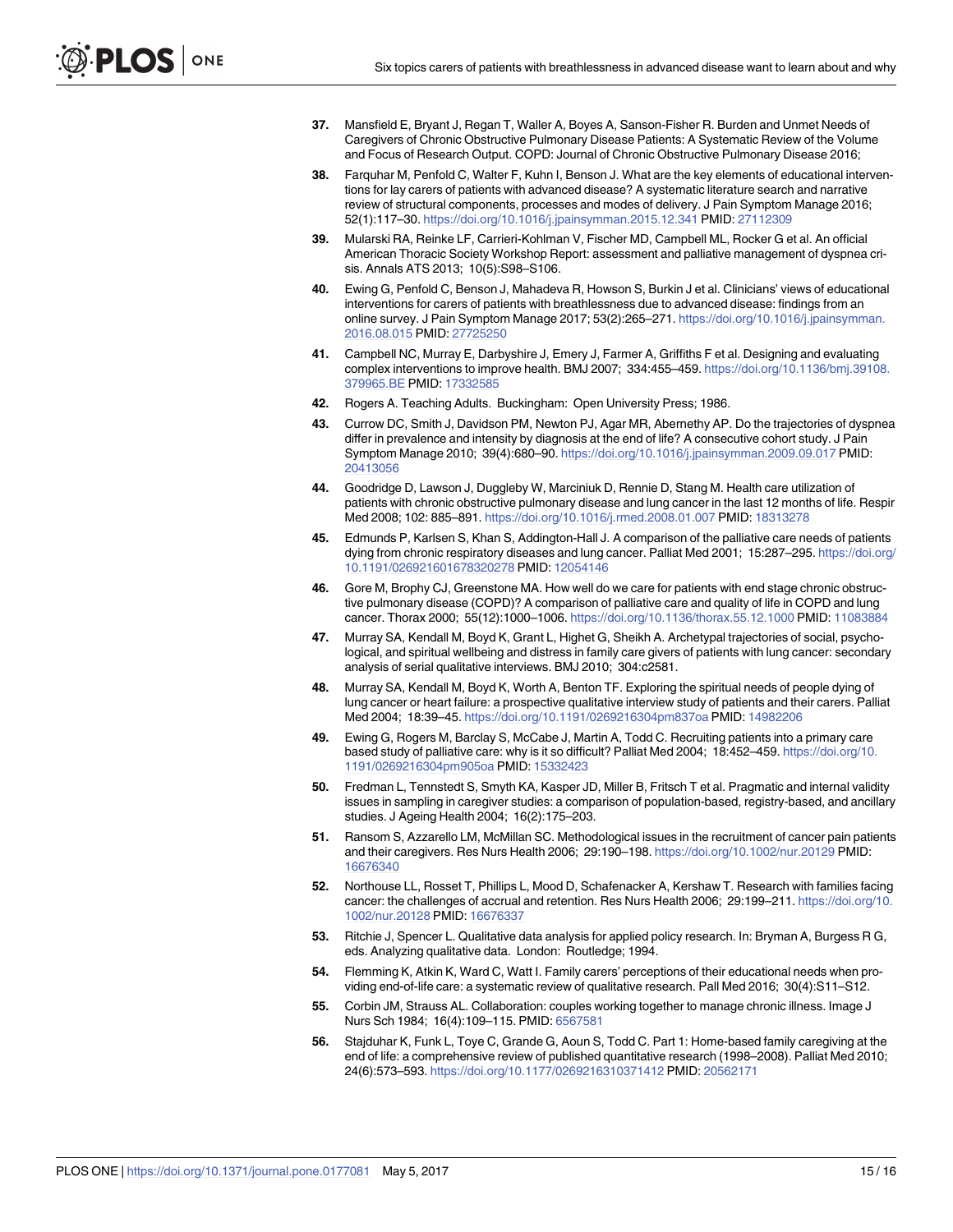37. Mansfield E, Bryant J, Regan T, Waller A, Boyes A, Sanson-Fisher R. Burden and Unmet Needs of Caregivers of Chronic Obstructive Pulmonary Disease Patients: A Systematic Review of the Volume and Focus of Research Output. COPD: Journal of Chronic Obstructive Pulmonary Disease 2016;

38. Farquhar M, Penfold C, Walter F, Kuhn I, Benson J. What are the key elements of educational interventions for lay carers of patients with advanced disease? A systematic literature search and narrative review of structural components, processes and modes of delivery. J Pain Symptom Manage 2016; 52(1):117–30. https://doi.org/10.1016/j.jpainsymman.2015.12.341 PMID: 27112309

39. Mularski RA, Reinke LF, Carrieri-Kohlman V, Fischer MD, Campbell ML, Rocker G et al. An official American Thoracic Society Workshop Report: assessment and palliative management of dyspnea crisis. Annals ATS 2013; 10(5):S98–S106.

40. Ewing G, Penfold C, Benson J, Mahadeva R, Howson S, Burkin J et al. Clinicians' views of educational interventions for carers of patients with breathlessness due to advanced disease: findings from an online survey. J Pain Symptom Manage 2017; 53(2):265–271. https://doi.org/10.1016/j.jpainsymman.2016.08.015 PMID: 27725250

41. Campbell NC, Murray E, Darbyshire J, Emery J, Farmer A, Griffiths F et al. Designing and evaluating complex interventions to improve health. BMJ 2007; 334:455–459. https://doi.org/10.1136/bmj.39108.379965.BE PMID: 17332585

42. Rogers A. Teaching Adults. Buckingham: Open University Press; 1986.

43. Currow DC, Smith J, Davidson PM, Newton PJ, Agar MR, Abernethy AP. Do the trajectories of dyspnea differ in prevalence and intensity by diagnosis at the end of life? A consecutive cohort study. J Pain Symptom Manage 2010; 39(4):680–90. https://doi.org/10.1016/j.jpainsymman.2009.09.017 PMID: 20413056

44. Goodridge D, Lawson J, Duggleby W, Marciniuk D, Rennie D, Stang M. Health care utilization of patients with chronic obstructive pulmonary disease and lung cancer in the last 12 months of life. Respir Med 2008; 102: 885–891. https://doi.org/10.1016/j.rmed.2008.01.007 PMID: 18313278

45. Edmunds P, Karlsen S, Khan S, Addington-Hall J. A comparison of the palliative care needs of patients dying from chronic respiratory diseases and lung cancer. Palliat Med 2001; 15:287–295. https://doi.org/10.1191/026921601678320278 PMID: 12054146

46. Gore M, Brophy CJ, Greenstone MA. How well do we care for patients with end stage chronic obstructive pulmonary disease (COPD)? A comparison of palliative care and quality of life in COPD and lung cancer. Thorax 2000; 55(12):1000–1006. https://doi.org/10.1136/thorax.55.12.1000 PMID: 11083884

47. Murray SA, Kendall M, Boyd K, Grant L, Highet G, Sheikh A. Archetypal trajectories of social, psychological, and spiritual wellbeing and distress in family care givers of patients with lung cancer: secondary analysis of serial qualitative interviews. BMJ 2010; 304:c2581.

48. Murray SA, Kendall M, Boyd K, Worth A, Benton TF. Exploring the spiritual needs of people dying of lung cancer or heart failure: a prospective qualitative interview study of patients and their carers. Palliat Med 2004; 18:39–45. https://doi.org/10.1191/0269216304pm837oa PMID: 14982206

49. Ewing G, Rogers M, Barclay S, McCabe J, Martin A, Todd C. Recruiting patients into a primary care based study of palliative care: why is it so difficult? Palliat Med 2004; 18:452–459. https://doi.org/10.1191/0269216304pm905oa PMID: 15332423

50. Fredman L, Tennstedt S, Smyth KA, Kasper JD, Miller B, Fritsch T et al. Pragmatic and internal validity issues in sampling in caregiver studies: a comparison of population-based, registry-based, and ancillary studies. J Ageing Health 2004; 16(2):175–203.

51. Ransom S, Azzarello LM, McMillan SC. Methodological issues in the recruitment of cancer pain patients and their caregivers. Res Nurs Health 2006; 29:190–198. https://doi.org/10.1002/nur.20129 PMID: 16676340

52. Northouse LL, Rosset T, Phillips L, Mood D, Schafenacker A, Kershaw T. Research with families facing cancer: the challenges of accrual and retention. Res Nurs Health 2006; 29:199–211. https://doi.org/10.1002/nur.20128 PMID: 16676337

53. Ritchie J, Spencer L. Qualitative data analysis for applied policy research. In: Bryman A, Burgess R G, eds. Analyzing qualitative data. London: Routledge; 1994.

54. Flemming K, Atkin K, Ward C, Watt I. Family carers' perceptions of their educational needs when providing end-of-life care: a systematic review of qualitative research. Pall Med 2016; 30(4):S11–S12.

55. Corbin JM, Strauss AL. Collaboration: couples working together to manage chronic illness. Image J Nurs Sch 1984; 16(4):109–115. PMID: 6567581

56. Stajduhar K, Funk L, Toye C, Grande G, Aoun S, Todd C. Part 1: Home-based family caregiving at the end of life: a comprehensive review of published quantitative research (1998–2008). Palliat Med 2010; 24(6):573–593. https://doi.org/10.1177/0269216310371412 PMID: 20562171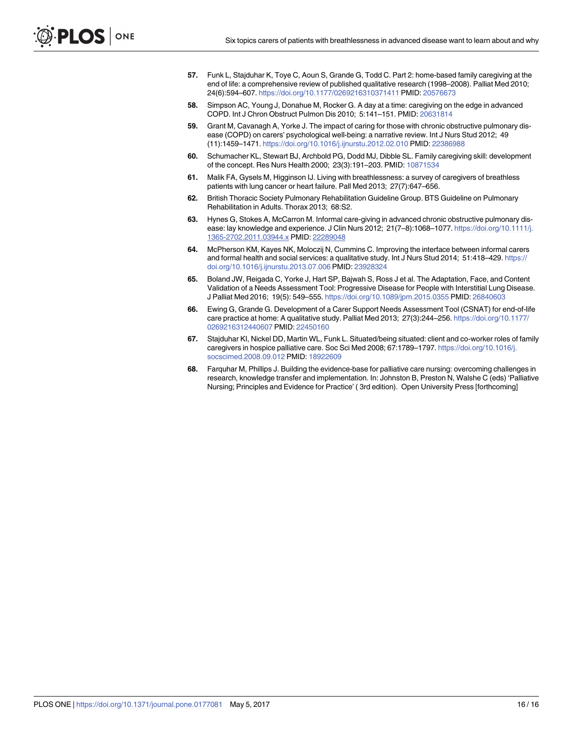57. Funk L, Stajduhar K, Toye C, Aoun S, Grande G, Todd C. Part 2: home-based family caregiving at the end of life: a comprehensive review of published qualitative research (1998–2008). Palliat Med 2010; 24(6):594–607. https://doi.org/10.1177/0269216310371411 PMID: 20576673
58. Simpson AC, Young J, Donahue M, Rocker G. A day at a time: caregiving on the edge in advanced COPD. Int J Chron Obstruct Pulmon Dis 2010; 5:141–151. PMID: 20631814
59. Grant M, Cavanagh A, Yorke J. The impact of caring for those with chronic obstructive pulmonary disease (COPD) on carers' psychological well-being: a narrative review. Int J Nurs Stud 2012; 49 (11):1459–1471. https://doi.org/10.1016/j.ijnurstu.2012.02.010 PMID: 22386988
60. Schumacher KL, Stewart BJ, Archbold PG, Dodd MJ, Dibble SL. Family caregiving skill: development of the concept. Res Nurs Health 2000; 23(3):191–203. PMID: 10871534
61. Malik FA, Gysels M, Higginson IJ. Living with breathlessness: a survey of caregivers of breathless patients with lung cancer or heart failure. Pall Med 2013; 27(7):647–656.
62. British Thoracic Society Pulmonary Rehabilitation Guideline Group. BTS Guideline on Pulmonary Rehabilitation in Adults. Thorax 2013; 68:S2.
63. Hynes G, Stokes A, McCarron M. Informal care-giving in advanced chronic obstructive pulmonary disease: lay knowledge and experience. J Clin Nurs 2012; 21(7–8):1068–1077. https://doi.org/10.1111/j.1365-2702.2011.03944.x PMID: 22289048
64. McPherson KM, Kayes NK, Moloczij N, Cummins C. Improving the interface between informal carers and formal health and social services: a qualitative study. Int J Nurs Stud 2014; 51:418–429. https://doi.org/10.1016/j.ijnurstu.2013.07.006 PMID: 23928324
65. Boland JW, Reigada C, Yorke J, Hart SP, Bajwah S, Ross J et al. The Adaptation, Face, and Content Validation of a Needs Assessment Tool: Progressive Disease for People with Interstitial Lung Disease. J Palliat Med 2016; 19(5): 549–555. https://doi.org/10.1089/jpm.2015.0355 PMID: 26840603
66. Ewing G, Grande G. Development of a Carer Support Needs Assessment Tool (CSNAT) for end-of-life care practice at home: A qualitative study. Palliat Med 2013; 27(3):244–256. https://doi.org/10.1177/0269216312440607 PMID: 22450160
67. Stajduhar KI, Nickel DD, Martin WL, Funk L. Situated/being situated: client and co-worker roles of family caregivers in hospice palliative care. Soc Sci Med 2008; 67:1789–1797. https://doi.org/10.1016/j.socscimed.2008.09.012 PMID: 18922609
68. Farquhar M, Phillips J. Building the evidence-base for palliative care nursing: overcoming challenges in research, knowledge transfer and implementation. In: Johnston B, Preston N, Walshe C (eds) 'Palliative Nursing; Principles and Evidence for Practice' ( 3rd edition). Open University Press [forthcoming]